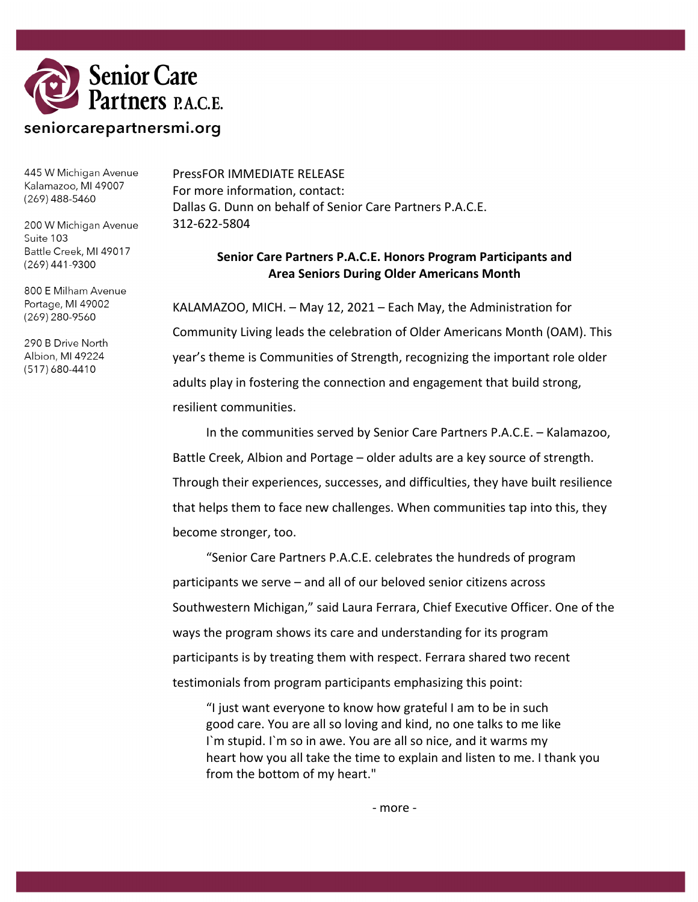**Senior Care Partners P.A.C.E.**

seniorcarepartnersmi.org

445 W Michigan Avenue
Kalamazoo, MI 49007
(269) 488-5460

200 W Michigan Avenue
Suite 103
Battle Creek, MI 49017
(269) 441-9300

800 E Milham Avenue
Portage, MI 49002
(269) 280-9560

290 B Drive North
Albion, MI 49224
(517) 680-4410

PressFOR IMMEDIATE RELEASE
For more information, contact:
Dallas G. Dunn on behalf of Senior Care Partners P.A.C.E.
312-622-5804

**Senior Care Partners P.A.C.E. Honors Program Participants and Area Seniors During Older Americans Month**

KALAMAZOO, MICH. – May 12, 2021 – Each May, the Administration for Community Living leads the celebration of Older Americans Month (OAM). This year's theme is Communities of Strength, recognizing the important role older adults play in fostering the connection and engagement that build strong, resilient communities.

In the communities served by Senior Care Partners P.A.C.E. – Kalamazoo, Battle Creek, Albion and Portage – older adults are a key source of strength. Through their experiences, successes, and difficulties, they have built resilience that helps them to face new challenges. When communities tap into this, they become stronger, too.

"Senior Care Partners P.A.C.E. celebrates the hundreds of program participants we serve – and all of our beloved senior citizens across Southwestern Michigan," said Laura Ferrara, Chief Executive Officer. One of the ways the program shows its care and understanding for its program participants is by treating them with respect. Ferrara shared two recent testimonials from program participants emphasizing this point:

> "I just want everyone to know how grateful I am to be in such good care. You are all so loving and kind, no one talks to me like I`m stupid. I`m so in awe. You are all so nice, and it warms my heart how you all take the time to explain and listen to me. I thank you from the bottom of my heart."

- more -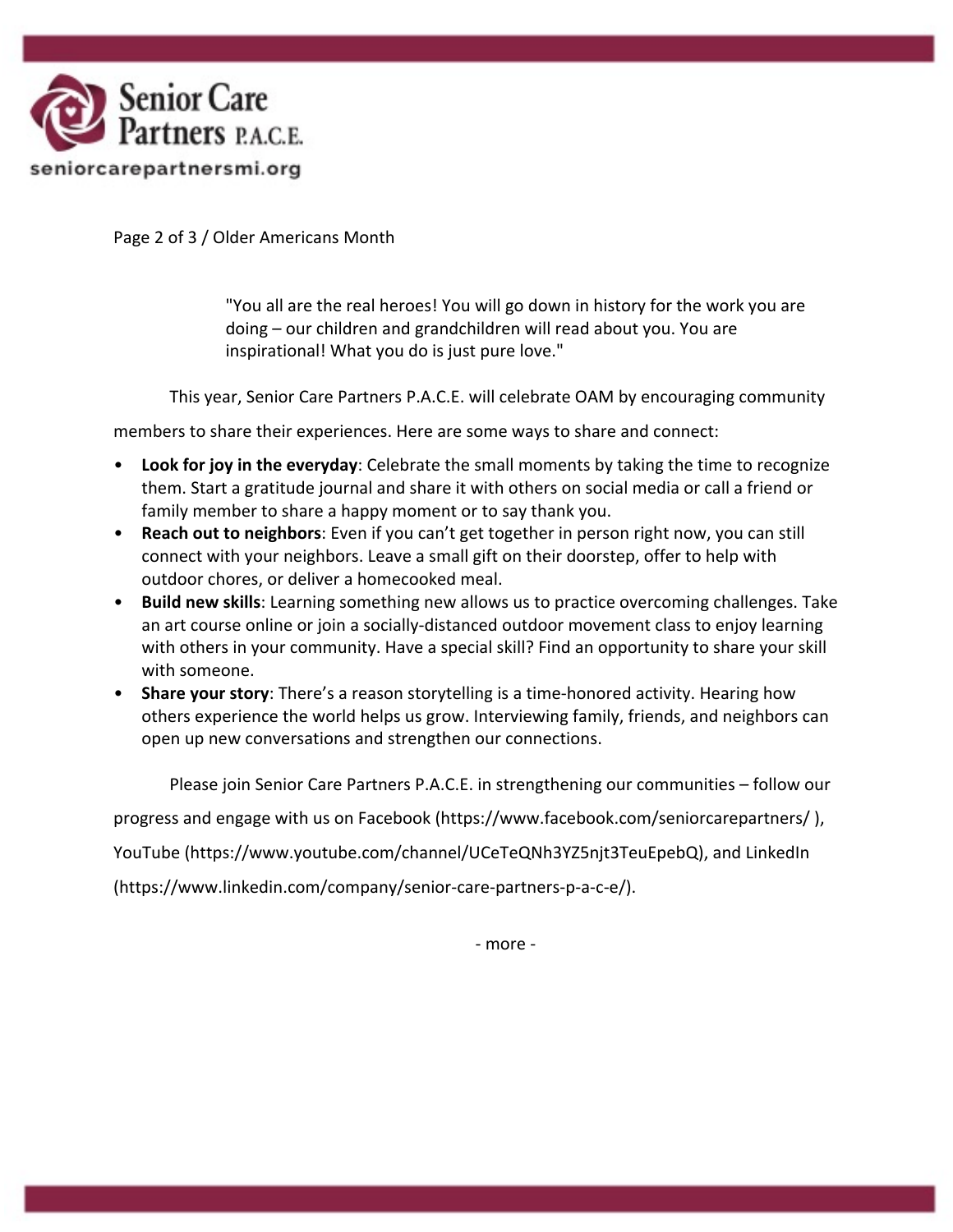> "You all are the real heroes! You will go down in history for the work you are doing – our children and grandchildren will read about you. You are inspirational! What you do is just pure love."

This year, Senior Care Partners P.A.C.E. will celebrate OAM by encouraging community members to share their experiences. Here are some ways to share and connect:

- **Look for joy in the everyday**: Celebrate the small moments by taking the time to recognize them. Start a gratitude journal and share it with others on social media or call a friend or family member to share a happy moment or to say thank you.
- **Reach out to neighbors**: Even if you can't get together in person right now, you can still connect with your neighbors. Leave a small gift on their doorstep, offer to help with outdoor chores, or deliver a homecooked meal.
- **Build new skills**: Learning something new allows us to practice overcoming challenges. Take an art course online or join a socially-distanced outdoor movement class to enjoy learning with others in your community. Have a special skill? Find an opportunity to share your skill with someone.
- **Share your story**: There's a reason storytelling is a time-honored activity. Hearing how others experience the world helps us grow. Interviewing family, friends, and neighbors can open up new conversations and strengthen our connections.

Please join Senior Care Partners P.A.C.E. in strengthening our communities – follow our progress and engage with us on Facebook (https://www.facebook.com/seniorcarepartners/ ), YouTube (https://www.youtube.com/channel/UCeTeQNh3YZ5njt3TeuEpebQ), and LinkedIn (https://www.linkedin.com/company/senior-care-partners-p-a-c-e/).

- more -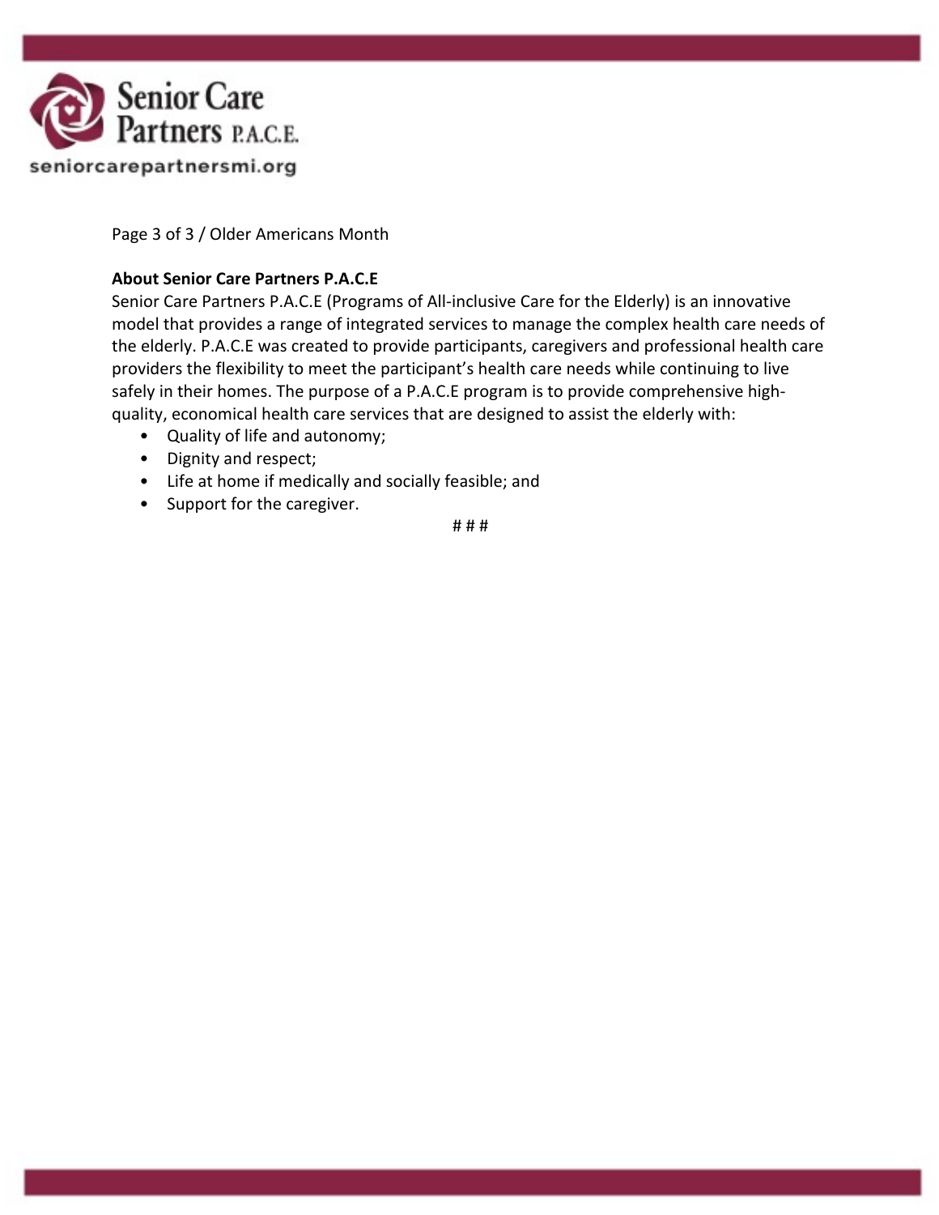## About Senior Care Partners P.A.C.E

Senior Care Partners P.A.C.E (Programs of All-inclusive Care for the Elderly) is an innovative model that provides a range of integrated services to manage the complex health care needs of the elderly. P.A.C.E was created to provide participants, caregivers and professional health care providers the flexibility to meet the participant's health care needs while continuing to live safely in their homes. The purpose of a P.A.C.E program is to provide comprehensive high-quality, economical health care services that are designed to assist the elderly with:

- Quality of life and autonomy;
- Dignity and respect;
- Life at home if medically and socially feasible; and
- Support for the caregiver.

# # #